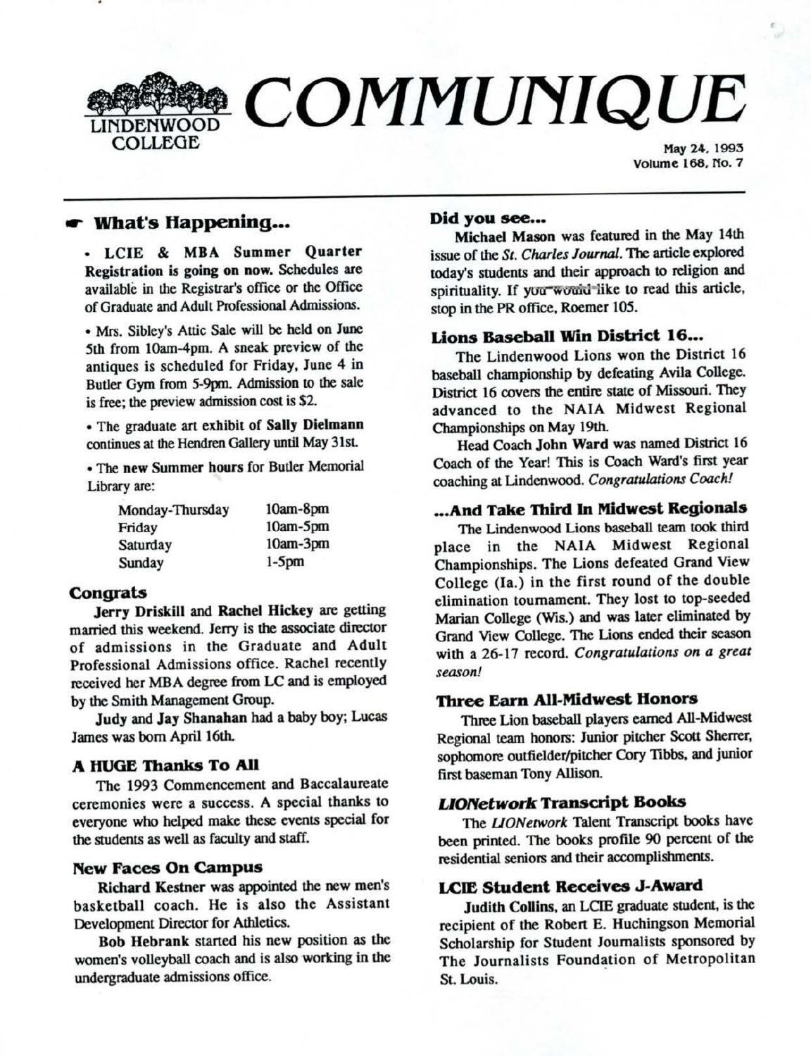# COMMUNIQUE

LINDENWOOD COLLEGE

May 24, 1993
Volume 168, No. 7

## What's Happening...

- **LCIE & MBA Summer Quarter Registration is going on now.** Schedules are available in the Registrar's office or the Office of Graduate and Adult Professional Admissions.
- Mrs. Sibley's Attic Sale will be held on June 5th from 10am-4pm. A sneak preview of the antiques is scheduled for Friday, June 4 in Butler Gym from 5-9pm. Admission to the sale is free; the preview admission cost is $2.
- The graduate art exhibit of **Sally Dielmann** continues at the Hendren Gallery until May 31st.
- The **new Summer hours** for Butler Memorial Library are:

| | |
|---|---|
| Monday-Thursday | 10am-8pm |
| Friday | 10am-5pm |
| Saturday | 10am-3pm |
| Sunday | 1-5pm |

### Congrats

**Jerry Driskill** and **Rachel Hickey** are getting married this weekend. Jerry is the associate director of admissions in the Graduate and Adult Professional Admissions office. Rachel recently received her MBA degree from LC and is employed by the Smith Management Group.

**Judy** and **Jay Shanahan** had a baby boy; Lucas James was born April 16th.

### A HUGE Thanks To All

The 1993 Commencement and Baccalaureate ceremonies were a success. A special thanks to everyone who helped make these events special for the students as well as faculty and staff.

### New Faces On Campus

**Richard Kestner** was appointed the new men's basketball coach. He is also the Assistant Development Director for Athletics.

**Bob Hebrank** started his new position as the women's volleyball coach and is also working in the undergraduate admissions office.

### Did you see...

**Michael Mason** was featured in the May 14th issue of the *St. Charles Journal*. The article explored today's students and their approach to religion and spirituality. If you would like to read this article, stop in the PR office, Roemer 105.

### Lions Baseball Win District 16...

The Lindenwood Lions won the District 16 baseball championship by defeating Avila College. District 16 covers the entire state of Missouri. They advanced to the NAIA Midwest Regional Championships on May 19th.

Head Coach **John Ward** was named District 16 Coach of the Year! This is Coach Ward's first year coaching at Lindenwood. *Congratulations Coach!*

### ...And Take Third In Midwest Regionals

The Lindenwood Lions baseball team took third place in the NAIA Midwest Regional Championships. The Lions defeated Grand View College (Ia.) in the first round of the double elimination tournament. They lost to top-seeded Marian College (Wis.) and was later eliminated by Grand View College. The Lions ended their season with a 26-17 record. *Congratulations on a great season!*

### Three Earn All-Midwest Honors

Three Lion baseball players earned All-Midwest Regional team honors: Junior pitcher Scott Sherrer, sophomore outfielder/pitcher Cory Tibbs, and junior first baseman Tony Allison.

### *LIONetwork* Transcript Books

The *LIONetwork* Talent Transcript books have been printed. The books profile 90 percent of the residential seniors and their accomplishments.

### LCIE Student Receives J-Award

**Judith Collins**, an LCIE graduate student, is the recipient of the Robert E. Huchingson Memorial Scholarship for Student Journalists sponsored by The Journalists Foundation of Metropolitan St. Louis.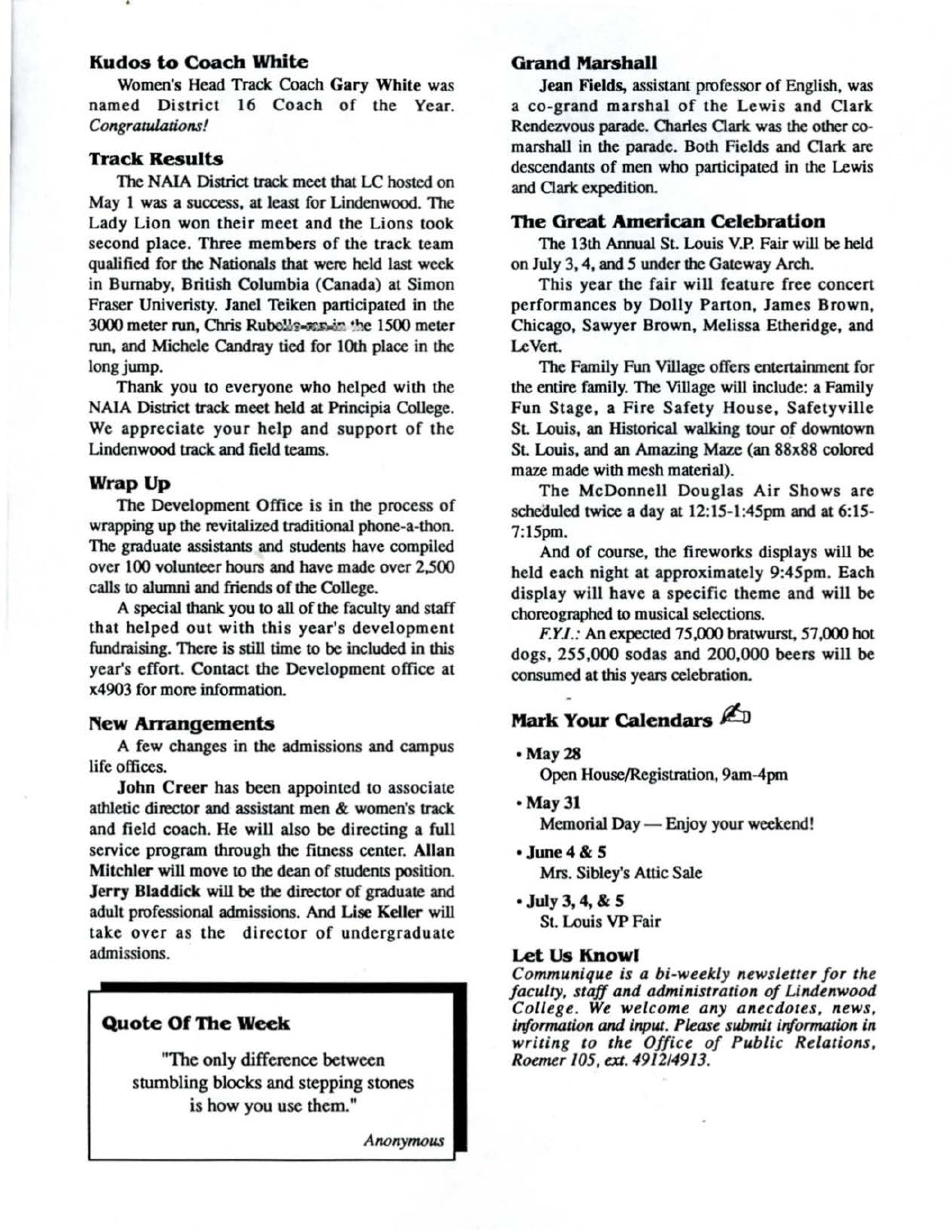### Kudos to Coach White

Women's Head Track Coach **Gary White** was named District 16 Coach of the Year. *Congratulations!*

### Track Results

The NAIA District track meet that LC hosted on May 1 was a success, at least for Lindenwood. The Lady Lion won their meet and the Lions took second place. Three members of the track team qualified for the Nationals that were held last week in Burnaby, British Columbia (Canada) at Simon Fraser Univeristy. **Janel Teiken** participated in the 3000 meter run, **Chris Rubelle** ran in the 1500 meter run, and **Michele Candray** tied for 10th place in the long jump.

Thank you to everyone who helped with the NAIA District track meet held at Principia College. We appreciate your help and support of the Lindenwood track and field teams.

### Wrap Up

The Development Office is in the process of wrapping up the revitalized traditional phone-a-thon. The graduate assistants and students have compiled over 100 volunteer hours and have made over 2,500 calls to alumni and friends of the College.

A special thank you to all of the faculty and staff that helped out with this year's development fundraising. There is still time to be included in this year's effort. Contact the Development office at x4903 for more information.

### New Arrangements

A few changes in the admissions and campus life offices.

**John Creer** has been appointed to associate athletic director and assistant men & women's track and field coach. He will also be directing a full service program through the fitness center. **Allan Mitchler** will move to the dean of students position. **Jerry Bladdick** will be the director of graduate and adult professional admissions. And **Lise Keller** will take over as the director of undergraduate admissions.

### Quote Of The Week

"The only difference between stumbling blocks and stepping stones is how you use them."

*Anonymous*

### Grand Marshall

**Jean Fields**, assistant professor of English, was a co-grand marshal of the Lewis and Clark Rendezvous parade. Charles Clark was the other co-marshall in the parade. Both Fields and Clark are descendants of men who participated in the Lewis and Clark expedition.

### The Great American Celebration

The 13th Annual St. Louis V.P. Fair will be held on July 3, 4, and 5 under the Gateway Arch.

This year the fair will feature free concert performances by Dolly Parton, James Brown, Chicago, Sawyer Brown, Melissa Etheridge, and LeVert.

The Family Fun Village offers entertainment for the entire family. The Village will include: a Family Fun Stage, a Fire Safety House, Safetyville St. Louis, an Historical walking tour of downtown St. Louis, and an Amazing Maze (an 88x88 colored maze made with mesh material).

The McDonnell Douglas Air Shows are scheduled twice a day at 12:15-1:45pm and at 6:15-7:15pm.

And of course, the fireworks displays will be held each night at approximately 9:45pm. Each display will have a specific theme and will be choreographed to musical selections.

*F.Y.I.:* An expected 75,000 bratwurst, 57,000 hot dogs, 255,000 sodas and 200,000 beers will be consumed at this years celebration.

### Mark Your Calendars

- **May 28**
  Open House/Registration, 9am-4pm
- **May 31**
  Memorial Day — Enjoy your weekend!
- **June 4 & 5**
  Mrs. Sibley's Attic Sale
- **July 3, 4, & 5**
  St. Louis VP Fair

### Let Us Know!

*Communique is a bi-weekly newsletter for the faculty, staff and administration of Lindenwood College. We welcome any anecdotes, news, information and input. Please submit information in writing to the Office of Public Relations, Roemer 105, ext. 4912/4913.*